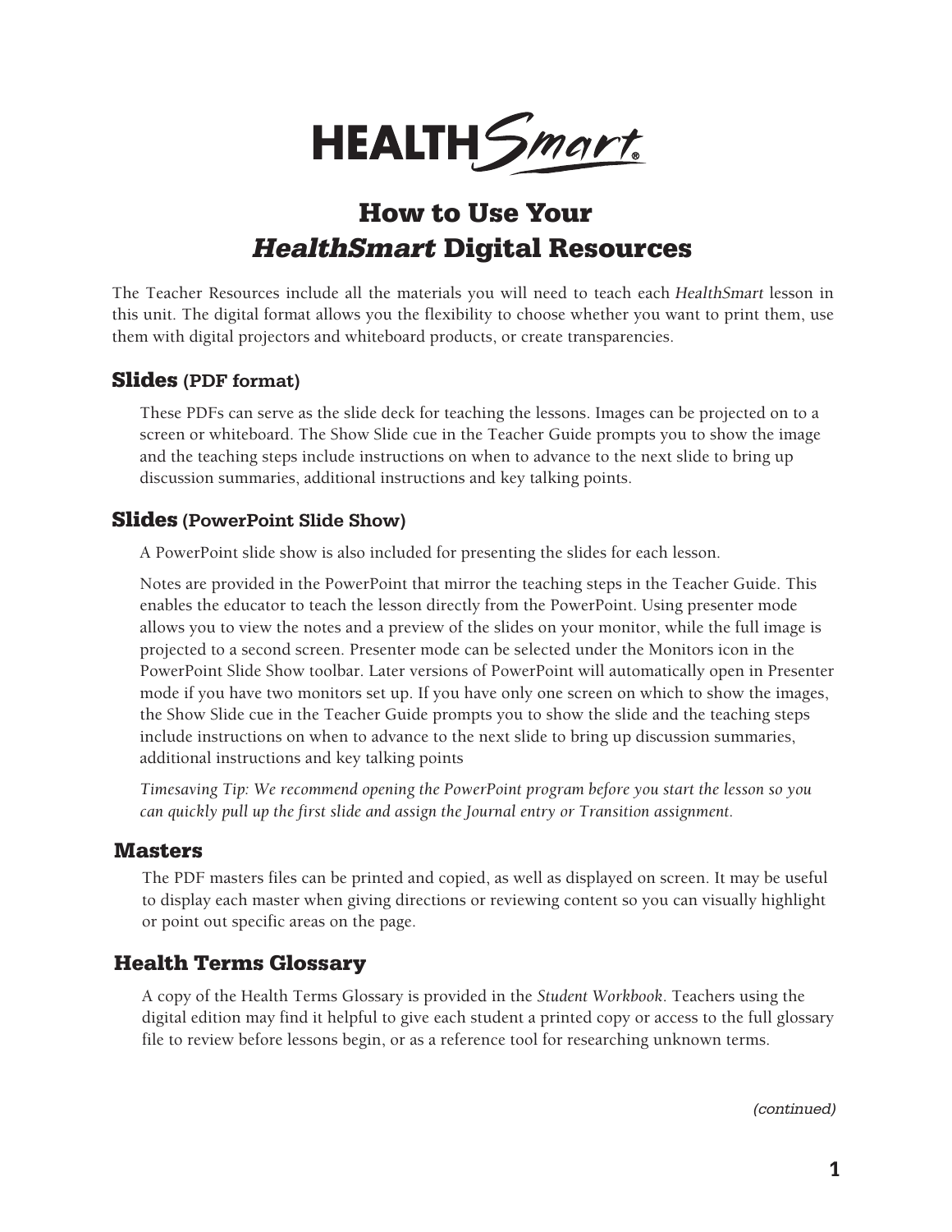# HEALTH*Smart*

## How to Use Your *HealthSmart* Digital Resources

The Teacher Resources include all the materials you will need to teach each *HealthSmart* lesson in this unit. The digital format allows you the flexibility to choose whether you want to print them, use them with digital projectors and whiteboard products, or create transparencies.

### Slides (PDF format)

These PDFs can serve as the slide deck for teaching the lessons. Images can be projected on to a screen or whiteboard. The Show Slide cue in the Teacher Guide prompts you to show the image and the teaching steps include instructions on when to advance to the next slide to bring up discussion summaries, additional instructions and key talking points.

### Slides (PowerPoint Slide Show)

A PowerPoint slide show is also included for presenting the slides for each lesson.

Notes are provided in the PowerPoint that mirror the teaching steps in the Teacher Guide. This enables the educator to teach the lesson directly from the PowerPoint. Using presenter mode allows you to view the notes and a preview of the slides on your monitor, while the full image is projected to a second screen. Presenter mode can be selected under the Monitors icon in the PowerPoint Slide Show toolbar. Later versions of PowerPoint will automatically open in Presenter mode if you have two monitors set up. If you have only one screen on which to show the images, the Show Slide cue in the Teacher Guide prompts you to show the slide and the teaching steps include instructions on when to advance to the next slide to bring up discussion summaries, additional instructions and key talking points

*Timesaving Tip: We recommend opening the PowerPoint program before you start the lesson so you can quickly pull up the first slide and assign the Journal entry or Transition assignment.*

### Masters

The PDF masters files can be printed and copied, as well as displayed on screen. It may be useful to display each master when giving directions or reviewing content so you can visually highlight or point out specific areas on the page.

### Health Terms Glossary

A copy of the Health Terms Glossary is provided in the *Student Workbook*. Teachers using the digital edition may find it helpful to give each student a printed copy or access to the full glossary file to review before lessons begin, or as a reference tool for researching unknown terms.

*(continued)*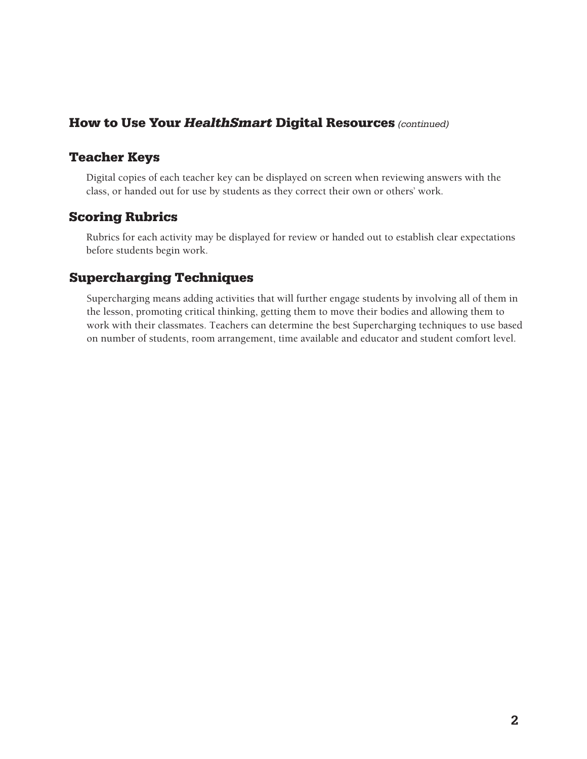## How to Use Your *HealthSmart* Digital Resources *(continued)*

### Teacher Keys

Digital copies of each teacher key can be displayed on screen when reviewing answers with the class, or handed out for use by students as they correct their own or others' work.

### Scoring Rubrics

Rubrics for each activity may be displayed for review or handed out to establish clear expectations before students begin work.

### Supercharging Techniques

Supercharging means adding activities that will further engage students by involving all of them in the lesson, promoting critical thinking, getting them to move their bodies and allowing them to work with their classmates. Teachers can determine the best Supercharging techniques to use based on number of students, room arrangement, time available and educator and student comfort level.